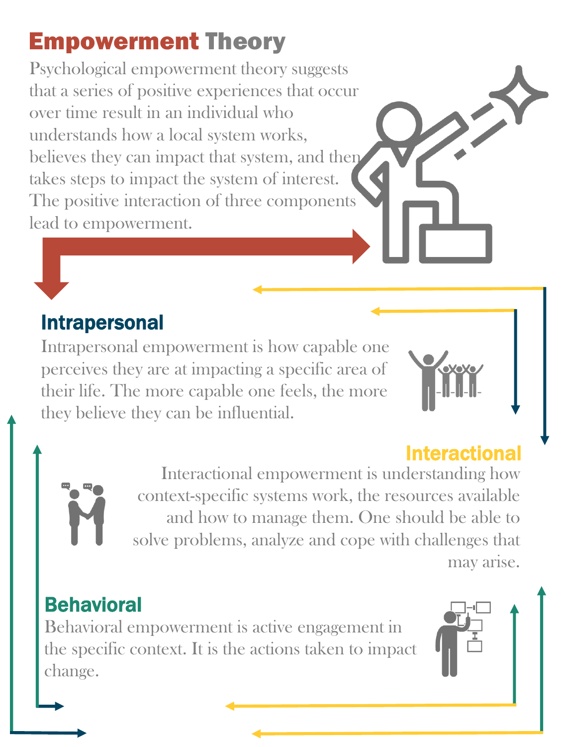# Empowerment Theory

Psychological empowerment theory suggests that a series of positive experiences that occur over time result in an individual who understands how a local system works, believes they can impact that system, and then takes steps to impact the system of interest. The positive interaction of three components lead to empowerment.

## Intrapersonal

Intrapersonal empowerment is how capable one perceives they are at impacting a specific area of their life. The more capable one feels, the more they believe they can be influential.

## Interactional

Interactional empowerment is understanding how context-specific systems work, the resources available and how to manage them. One should be able to solve problems, analyze and cope with challenges that may arise.

## Behavioral

Behavioral empowerment is active engagement in the specific context. It is the actions taken to impact change.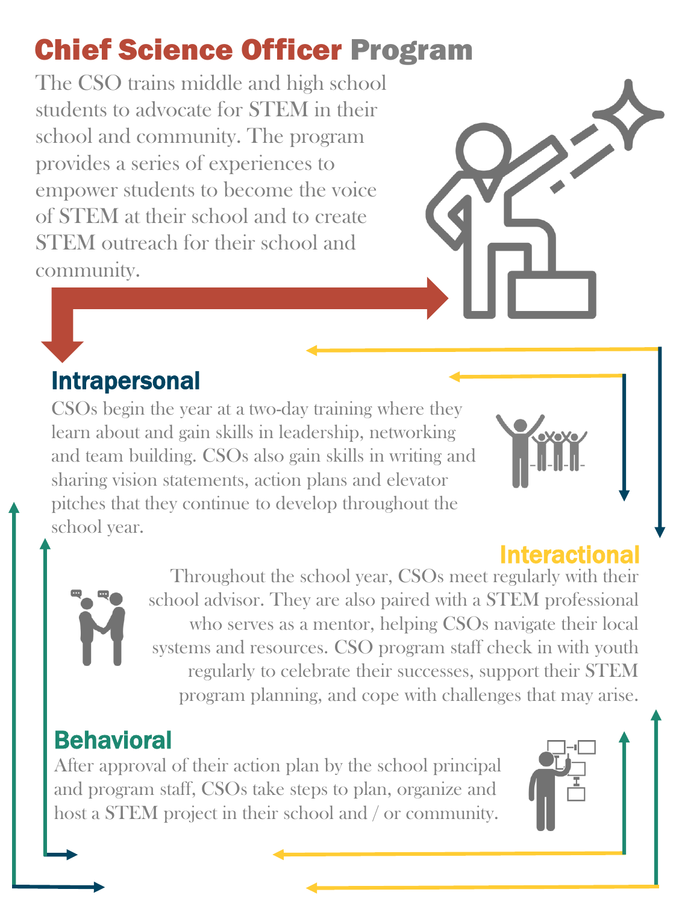# Chief Science Officer Program

The CSO trains middle and high school students to advocate for STEM in their school and community. The program provides a series of experiences to empower students to become the voice of STEM at their school and to create STEM outreach for their school and community.

## Intrapersonal

CSOs begin the year at a two-day training where they learn about and gain skills in leadership, networking and team building. CSOs also gain skills in writing and sharing vision statements, action plans and elevator pitches that they continue to develop throughout the school year.

## Interactional

Throughout the school year, CSOs meet regularly with their school advisor. They are also paired with a STEM professional who serves as a mentor, helping CSOs navigate their local systems and resources. CSO program staff check in with youth regularly to celebrate their successes, support their STEM program planning, and cope with challenges that may arise.

## Behavioral

After approval of their action plan by the school principal and program staff, CSOs take steps to plan, organize and host a STEM project in their school and / or community.